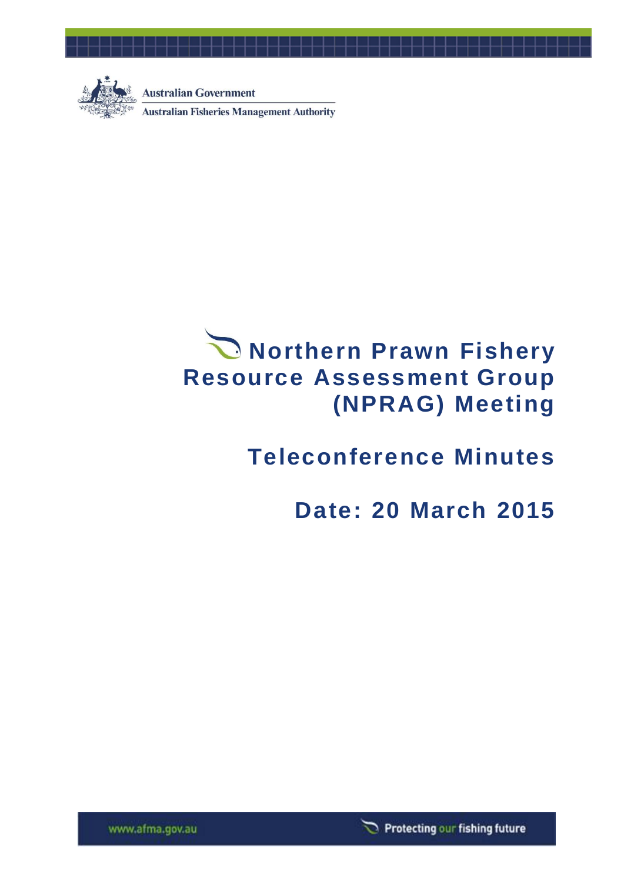Australian Government

Australian Fisheries Management Authority

# Northern Prawn Fishery Resource Assessment Group (NPRAG) Meeting

## Teleconference Minutes

## Date: 20 March 2015

www.afma.gov.au

Protecting our fishing future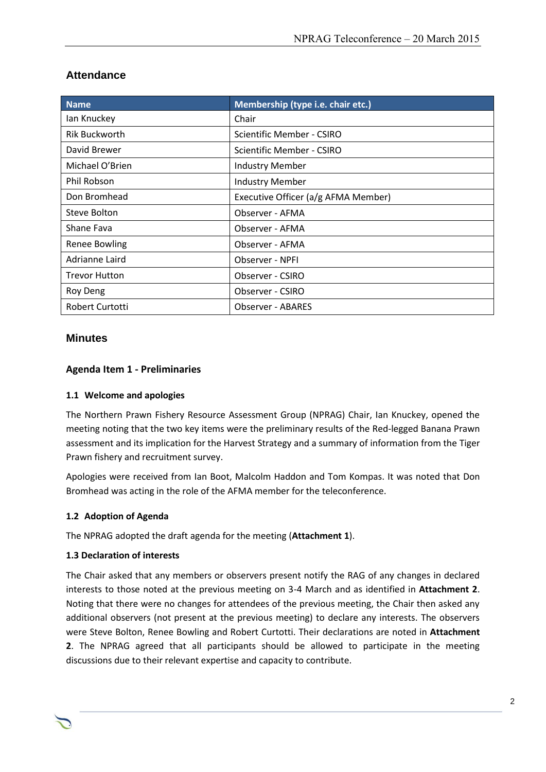## Attendance

| Name | Membership (type i.e. chair etc.) |
|---|---|
| Ian Knuckey | Chair |
| Rik Buckworth | Scientific Member - CSIRO |
| David Brewer | Scientific Member - CSIRO |
| Michael O'Brien | Industry Member |
| Phil Robson | Industry Member |
| Don Bromhead | Executive Officer (a/g AFMA Member) |
| Steve Bolton | Observer - AFMA |
| Shane Fava | Observer - AFMA |
| Renee Bowling | Observer - AFMA |
| Adrianne Laird | Observer - NPFI |
| Trevor Hutton | Observer - CSIRO |
| Roy Deng | Observer - CSIRO |
| Robert Curtotti | Observer - ABARES |

## Minutes

### Agenda Item 1 - Preliminaries

#### 1.1 Welcome and apologies

The Northern Prawn Fishery Resource Assessment Group (NPRAG) Chair, Ian Knuckey, opened the meeting noting that the two key items were the preliminary results of the Red-legged Banana Prawn assessment and its implication for the Harvest Strategy and a summary of information from the Tiger Prawn fishery and recruitment survey.

Apologies were received from Ian Boot, Malcolm Haddon and Tom Kompas. It was noted that Don Bromhead was acting in the role of the AFMA member for the teleconference.

#### 1.2 Adoption of Agenda

The NPRAG adopted the draft agenda for the meeting (**Attachment 1**).

#### 1.3 Declaration of interests

The Chair asked that any members or observers present notify the RAG of any changes in declared interests to those noted at the previous meeting on 3-4 March and as identified in **Attachment 2**. Noting that there were no changes for attendees of the previous meeting, the Chair then asked any additional observers (not present at the previous meeting) to declare any interests. The observers were Steve Bolton, Renee Bowling and Robert Curtotti. Their declarations are noted in **Attachment 2**. The NPRAG agreed that all participants should be allowed to participate in the meeting discussions due to their relevant expertise and capacity to contribute.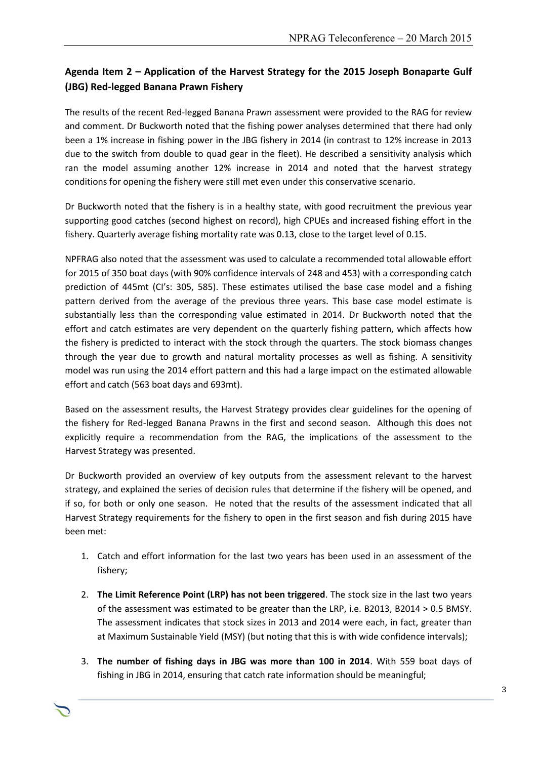## Agenda Item 2 – Application of the Harvest Strategy for the 2015 Joseph Bonaparte Gulf (JBG) Red-legged Banana Prawn Fishery

The results of the recent Red-legged Banana Prawn assessment were provided to the RAG for review and comment. Dr Buckworth noted that the fishing power analyses determined that there had only been a 1% increase in fishing power in the JBG fishery in 2014 (in contrast to 12% increase in 2013 due to the switch from double to quad gear in the fleet). He described a sensitivity analysis which ran the model assuming another 12% increase in 2014 and noted that the harvest strategy conditions for opening the fishery were still met even under this conservative scenario.

Dr Buckworth noted that the fishery is in a healthy state, with good recruitment the previous year supporting good catches (second highest on record), high CPUEs and increased fishing effort in the fishery. Quarterly average fishing mortality rate was 0.13, close to the target level of 0.15.

NPFRAG also noted that the assessment was used to calculate a recommended total allowable effort for 2015 of 350 boat days (with 90% confidence intervals of 248 and 453) with a corresponding catch prediction of 445mt (CI's: 305, 585). These estimates utilised the base case model and a fishing pattern derived from the average of the previous three years. This base case model estimate is substantially less than the corresponding value estimated in 2014. Dr Buckworth noted that the effort and catch estimates are very dependent on the quarterly fishing pattern, which affects how the fishery is predicted to interact with the stock through the quarters. The stock biomass changes through the year due to growth and natural mortality processes as well as fishing. A sensitivity model was run using the 2014 effort pattern and this had a large impact on the estimated allowable effort and catch (563 boat days and 693mt).

Based on the assessment results, the Harvest Strategy provides clear guidelines for the opening of the fishery for Red-legged Banana Prawns in the first and second season. Although this does not explicitly require a recommendation from the RAG, the implications of the assessment to the Harvest Strategy was presented.

Dr Buckworth provided an overview of key outputs from the assessment relevant to the harvest strategy, and explained the series of decision rules that determine if the fishery will be opened, and if so, for both or only one season. He noted that the results of the assessment indicated that all Harvest Strategy requirements for the fishery to open in the first season and fish during 2015 have been met:

1. Catch and effort information for the last two years has been used in an assessment of the fishery;

2. **The Limit Reference Point (LRP) has not been triggered**. The stock size in the last two years of the assessment was estimated to be greater than the LRP, i.e. B2013, B2014 > 0.5 BMSY. The assessment indicates that stock sizes in 2013 and 2014 were each, in fact, greater than at Maximum Sustainable Yield (MSY) (but noting that this is with wide confidence intervals);

3. **The number of fishing days in JBG was more than 100 in 2014**. With 559 boat days of fishing in JBG in 2014, ensuring that catch rate information should be meaningful;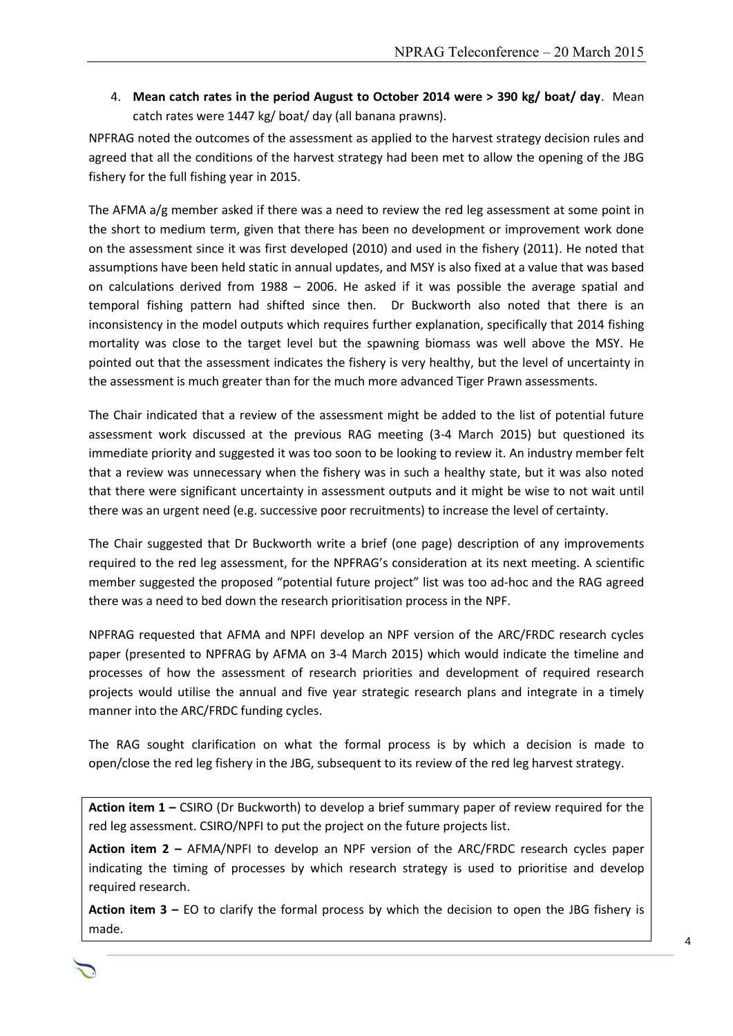4. **Mean catch rates in the period August to October 2014 were > 390 kg/ boat/ day**. Mean catch rates were 1447 kg/ boat/ day (all banana prawns).

NPFRAG noted the outcomes of the assessment as applied to the harvest strategy decision rules and agreed that all the conditions of the harvest strategy had been met to allow the opening of the JBG fishery for the full fishing year in 2015.

The AFMA a/g member asked if there was a need to review the red leg assessment at some point in the short to medium term, given that there has been no development or improvement work done on the assessment since it was first developed (2010) and used in the fishery (2011). He noted that assumptions have been held static in annual updates, and MSY is also fixed at a value that was based on calculations derived from 1988 – 2006. He asked if it was possible the average spatial and temporal fishing pattern had shifted since then. Dr Buckworth also noted that there is an inconsistency in the model outputs which requires further explanation, specifically that 2014 fishing mortality was close to the target level but the spawning biomass was well above the MSY. He pointed out that the assessment indicates the fishery is very healthy, but the level of uncertainty in the assessment is much greater than for the much more advanced Tiger Prawn assessments.

The Chair indicated that a review of the assessment might be added to the list of potential future assessment work discussed at the previous RAG meeting (3-4 March 2015) but questioned its immediate priority and suggested it was too soon to be looking to review it. An industry member felt that a review was unnecessary when the fishery was in such a healthy state, but it was also noted that there were significant uncertainty in assessment outputs and it might be wise to not wait until there was an urgent need (e.g. successive poor recruitments) to increase the level of certainty.

The Chair suggested that Dr Buckworth write a brief (one page) description of any improvements required to the red leg assessment, for the NPFRAG's consideration at its next meeting. A scientific member suggested the proposed "potential future project" list was too ad-hoc and the RAG agreed there was a need to bed down the research prioritisation process in the NPF.

NPFRAG requested that AFMA and NPFI develop an NPF version of the ARC/FRDC research cycles paper (presented to NPFRAG by AFMA on 3-4 March 2015) which would indicate the timeline and processes of how the assessment of research priorities and development of required research projects would utilise the annual and five year strategic research plans and integrate in a timely manner into the ARC/FRDC funding cycles.

The RAG sought clarification on what the formal process is by which a decision is made to open/close the red leg fishery in the JBG, subsequent to its review of the red leg harvest strategy.

**Action item 1 –** CSIRO (Dr Buckworth) to develop a brief summary paper of review required for the red leg assessment. CSIRO/NPFI to put the project on the future projects list.

**Action item 2 –** AFMA/NPFI to develop an NPF version of the ARC/FRDC research cycles paper indicating the timing of processes by which research strategy is used to prioritise and develop required research.

**Action item 3 –** EO to clarify the formal process by which the decision to open the JBG fishery is made.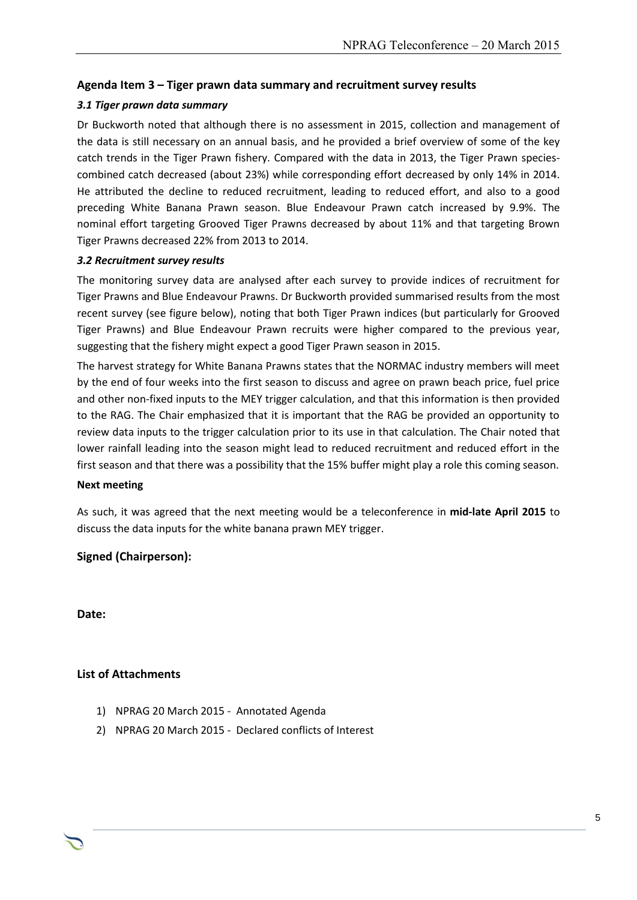## Agenda Item 3 – Tiger prawn data summary and recruitment survey results

### *3.1 Tiger prawn data summary*

Dr Buckworth noted that although there is no assessment in 2015, collection and management of the data is still necessary on an annual basis, and he provided a brief overview of some of the key catch trends in the Tiger Prawn fishery. Compared with the data in 2013, the Tiger Prawn species-combined catch decreased (about 23%) while corresponding effort decreased by only 14% in 2014. He attributed the decline to reduced recruitment, leading to reduced effort, and also to a good preceding White Banana Prawn season. Blue Endeavour Prawn catch increased by 9.9%. The nominal effort targeting Grooved Tiger Prawns decreased by about 11% and that targeting Brown Tiger Prawns decreased 22% from 2013 to 2014.

### *3.2 Recruitment survey results*

The monitoring survey data are analysed after each survey to provide indices of recruitment for Tiger Prawns and Blue Endeavour Prawns. Dr Buckworth provided summarised results from the most recent survey (see figure below), noting that both Tiger Prawn indices (but particularly for Grooved Tiger Prawns) and Blue Endeavour Prawn recruits were higher compared to the previous year, suggesting that the fishery might expect a good Tiger Prawn season in 2015.

The harvest strategy for White Banana Prawns states that the NORMAC industry members will meet by the end of four weeks into the first season to discuss and agree on prawn beach price, fuel price and other non-fixed inputs to the MEY trigger calculation, and that this information is then provided to the RAG. The Chair emphasized that it is important that the RAG be provided an opportunity to review data inputs to the trigger calculation prior to its use in that calculation. The Chair noted that lower rainfall leading into the season might lead to reduced recruitment and reduced effort in the first season and that there was a possibility that the 15% buffer might play a role this coming season.

**Next meeting**

As such, it was agreed that the next meeting would be a teleconference in **mid-late April 2015** to discuss the data inputs for the white banana prawn MEY trigger.

**Signed (Chairperson):**

**Date:**

**List of Attachments**

1) NPRAG 20 March 2015 - Annotated Agenda
2) NPRAG 20 March 2015 - Declared conflicts of Interest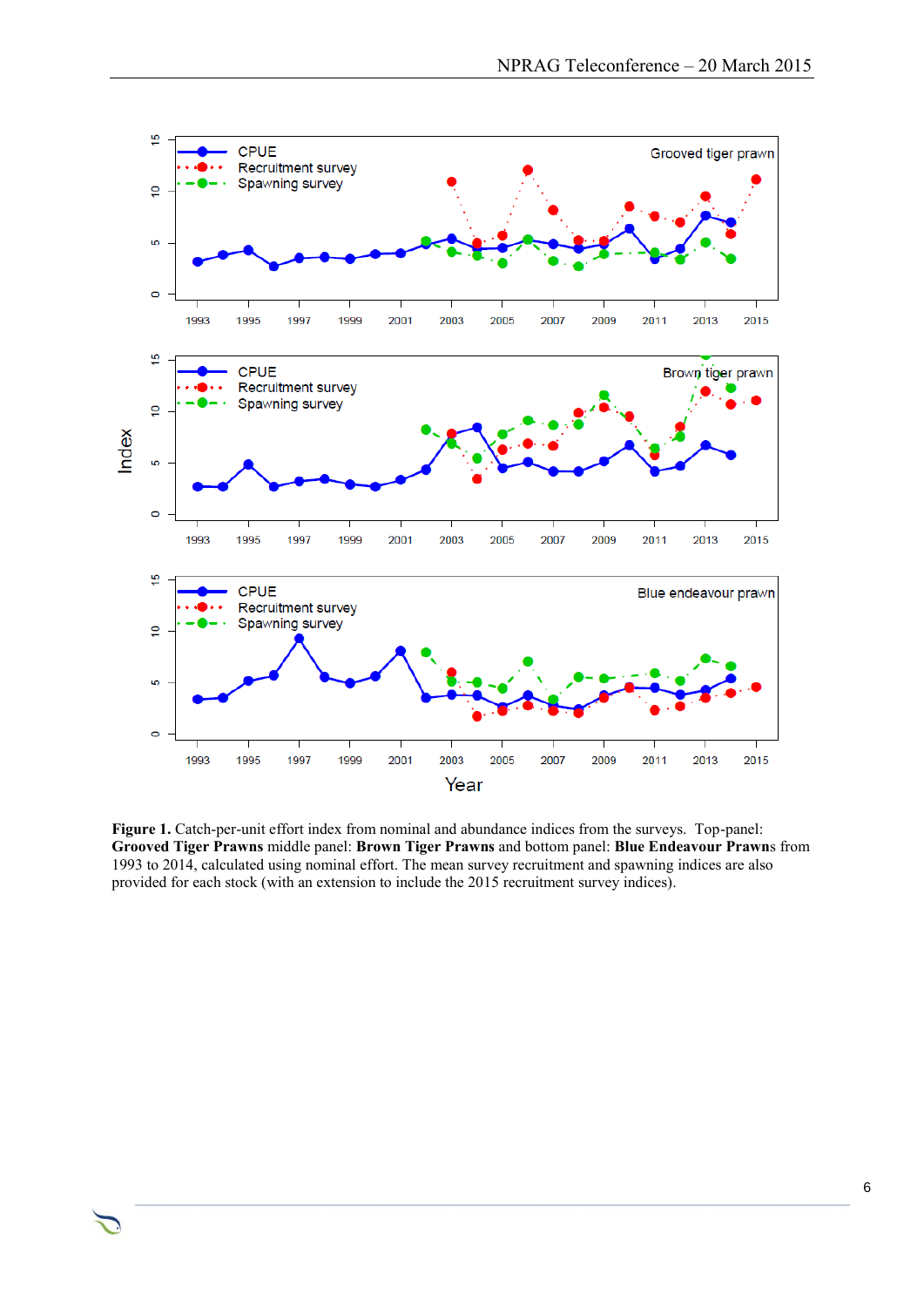**Figure 1.** Catch-per-unit effort index from nominal and abundance indices from the surveys. Top-panel: **Grooved Tiger Prawns** middle panel: **Brown Tiger Prawns** and bottom panel: **Blue Endeavour Prawn**s from 1993 to 2014, calculated using nominal effort. The mean survey recruitment and spawning indices are also provided for each stock (with an extension to include the 2015 recruitment survey indices).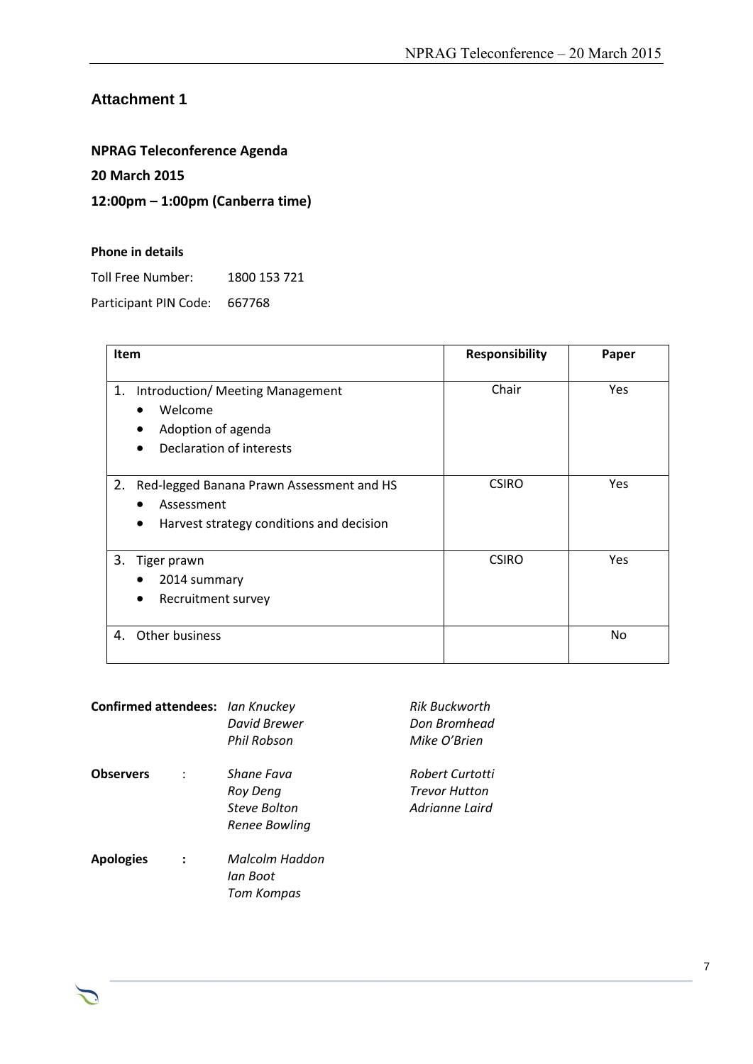## Attachment 1

**NPRAG Teleconference Agenda**

**20 March 2015**

**12:00pm – 1:00pm (Canberra time)**

**Phone in details**

Toll Free Number: 1800 153 721

Participant PIN Code: 667768

| Item | Responsibility | Paper |
|---|---|---|
| 1. Introduction/ Meeting Management<br>• Welcome<br>• Adoption of agenda<br>• Declaration of interests | Chair | Yes |
| 2. Red-legged Banana Prawn Assessment and HS<br>• Assessment<br>• Harvest strategy conditions and decision | CSIRO | Yes |
| 3. Tiger prawn<br>• 2014 summary<br>• Recruitment survey | CSIRO | Yes |
| 4. Other business | | No |

**Confirmed attendees:** *Ian Knuckey*, *David Brewer*, *Phil Robson*, *Rik Buckworth*, *Don Bromhead*, *Mike O'Brien*

**Observers** : *Shane Fava*, *Roy Deng*, *Steve Bolton*, *Renee Bowling*, *Robert Curtotti*, *Trevor Hutton*, *Adrianne Laird*

**Apologies** : *Malcolm Haddon*, *Ian Boot*, *Tom Kompas*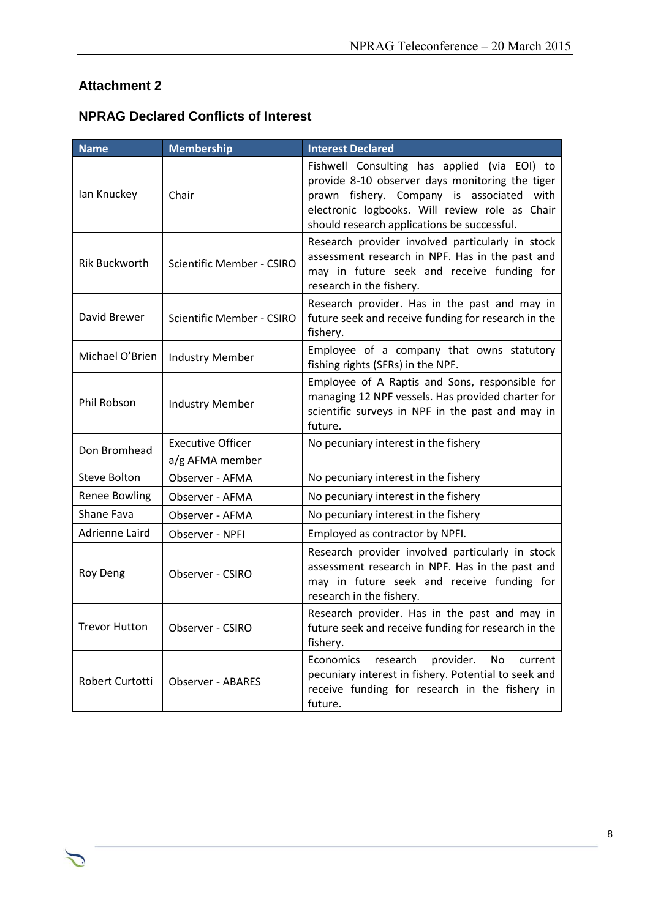## Attachment 2

### NPRAG Declared Conflicts of Interest

| Name | Membership | Interest Declared |
|---|---|---|
| Ian Knuckey | Chair | Fishwell Consulting has applied (via EOI) to provide 8-10 observer days monitoring the tiger prawn fishery. Company is associated with electronic logbooks. Will review role as Chair should research applications be successful. |
| Rik Buckworth | Scientific Member - CSIRO | Research provider involved particularly in stock assessment research in NPF. Has in the past and may in future seek and receive funding for research in the fishery. |
| David Brewer | Scientific Member - CSIRO | Research provider. Has in the past and may in future seek and receive funding for research in the fishery. |
| Michael O'Brien | Industry Member | Employee of a company that owns statutory fishing rights (SFRs) in the NPF. |
| Phil Robson | Industry Member | Employee of A Raptis and Sons, responsible for managing 12 NPF vessels. Has provided charter for scientific surveys in NPF in the past and may in future. |
| Don Bromhead | Executive Officer a/g AFMA member | No pecuniary interest in the fishery |
| Steve Bolton | Observer - AFMA | No pecuniary interest in the fishery |
| Renee Bowling | Observer - AFMA | No pecuniary interest in the fishery |
| Shane Fava | Observer - AFMA | No pecuniary interest in the fishery |
| Adrienne Laird | Observer - NPFI | Employed as contractor by NPFI. |
| Roy Deng | Observer - CSIRO | Research provider involved particularly in stock assessment research in NPF. Has in the past and may in future seek and receive funding for research in the fishery. |
| Trevor Hutton | Observer - CSIRO | Research provider. Has in the past and may in future seek and receive funding for research in the fishery. |
| Robert Curtotti | Observer - ABARES | Economics research provider. No current pecuniary interest in fishery. Potential to seek and receive funding for research in the fishery in future. |